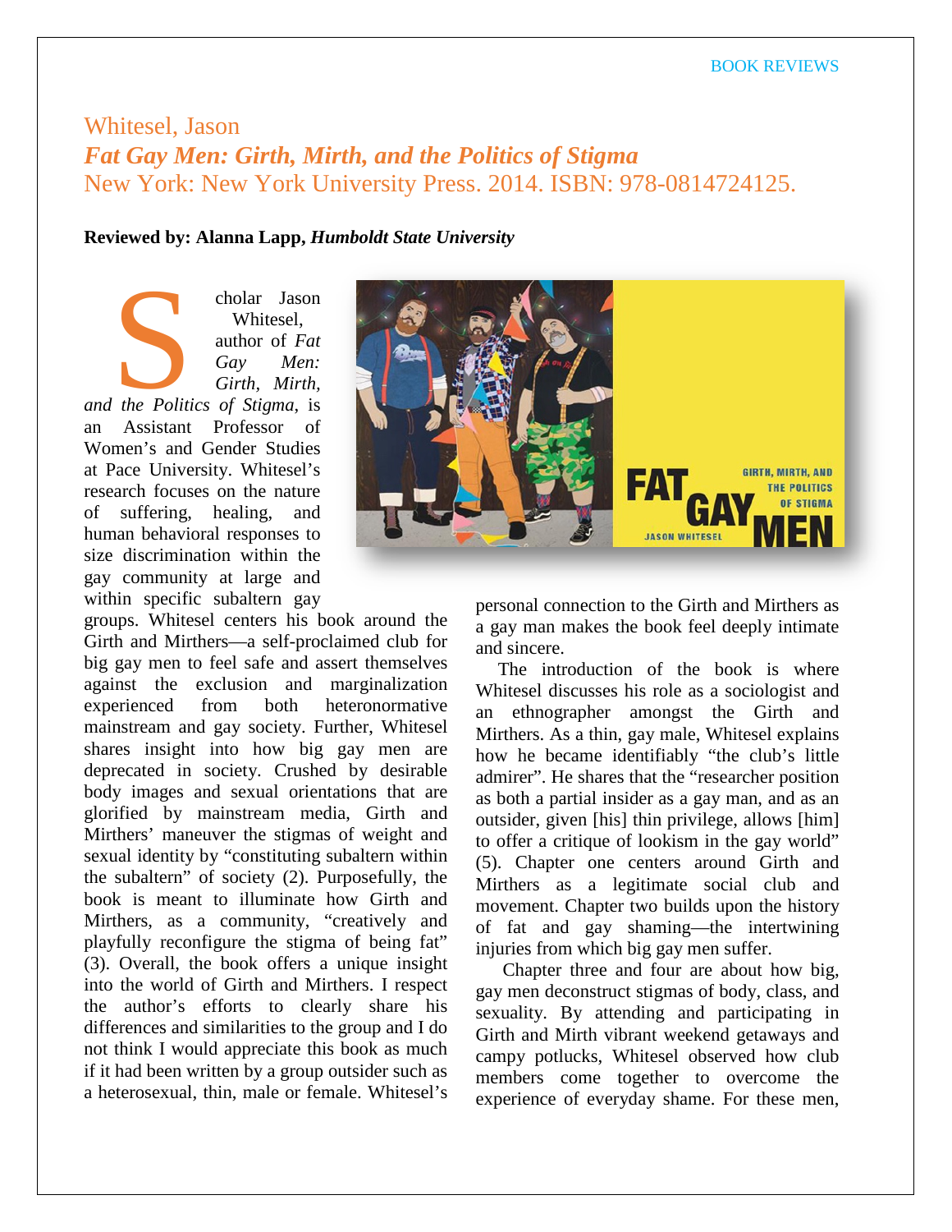# Whitesel, Jason

## *Fat Gay Men: Girth, Mirth, and the Politics of Stigma*

New York: New York University Press. 2014. ISBN: 978-0814724125.

**Reviewed by: Alanna Lapp, *Humboldt State University***

Scholar Jason Whitesel, author of *Fat Gay Men: Girth, Mirth, and the Politics of Stigma*, is an Assistant Professor of Women's and Gender Studies at Pace University. Whitesel's research focuses on the nature of suffering, healing, and human behavioral responses to size discrimination within the gay community at large and within specific subaltern gay groups. Whitesel centers his book around the Girth and Mirthers—a self-proclaimed club for big gay men to feel safe and assert themselves against the exclusion and marginalization experienced from both heteronormative mainstream and gay society. Further, Whitesel shares insight into how big gay men are deprecated in society. Crushed by desirable body images and sexual orientations that are glorified by mainstream media, Girth and Mirthers' maneuver the stigmas of weight and sexual identity by "constituting subaltern within the subaltern" of society (2). Purposefully, the book is meant to illuminate how Girth and Mirthers, as a community, "creatively and playfully reconfigure the stigma of being fat" (3). Overall, the book offers a unique insight into the world of Girth and Mirthers. I respect the author's efforts to clearly share his differences and similarities to the group and I do not think I would appreciate this book as much if it had been written by a group outsider such as a heterosexual, thin, male or female. Whitesel's personal connection to the Girth and Mirthers as a gay man makes the book feel deeply intimate and sincere.

The introduction of the book is where Whitesel discusses his role as a sociologist and an ethnographer amongst the Girth and Mirthers. As a thin, gay male, Whitesel explains how he became identifiably "the club's little admirer". He shares that the "researcher position as both a partial insider as a gay man, and as an outsider, given [his] thin privilege, allows [him] to offer a critique of lookism in the gay world" (5). Chapter one centers around Girth and Mirthers as a legitimate social club and movement. Chapter two builds upon the history of fat and gay shaming—the intertwining injuries from which big gay men suffer.

Chapter three and four are about how big, gay men deconstruct stigmas of body, class, and sexuality. By attending and participating in Girth and Mirth vibrant weekend getaways and campy potlucks, Whitesel observed how club members come together to overcome the experience of everyday shame. For these men,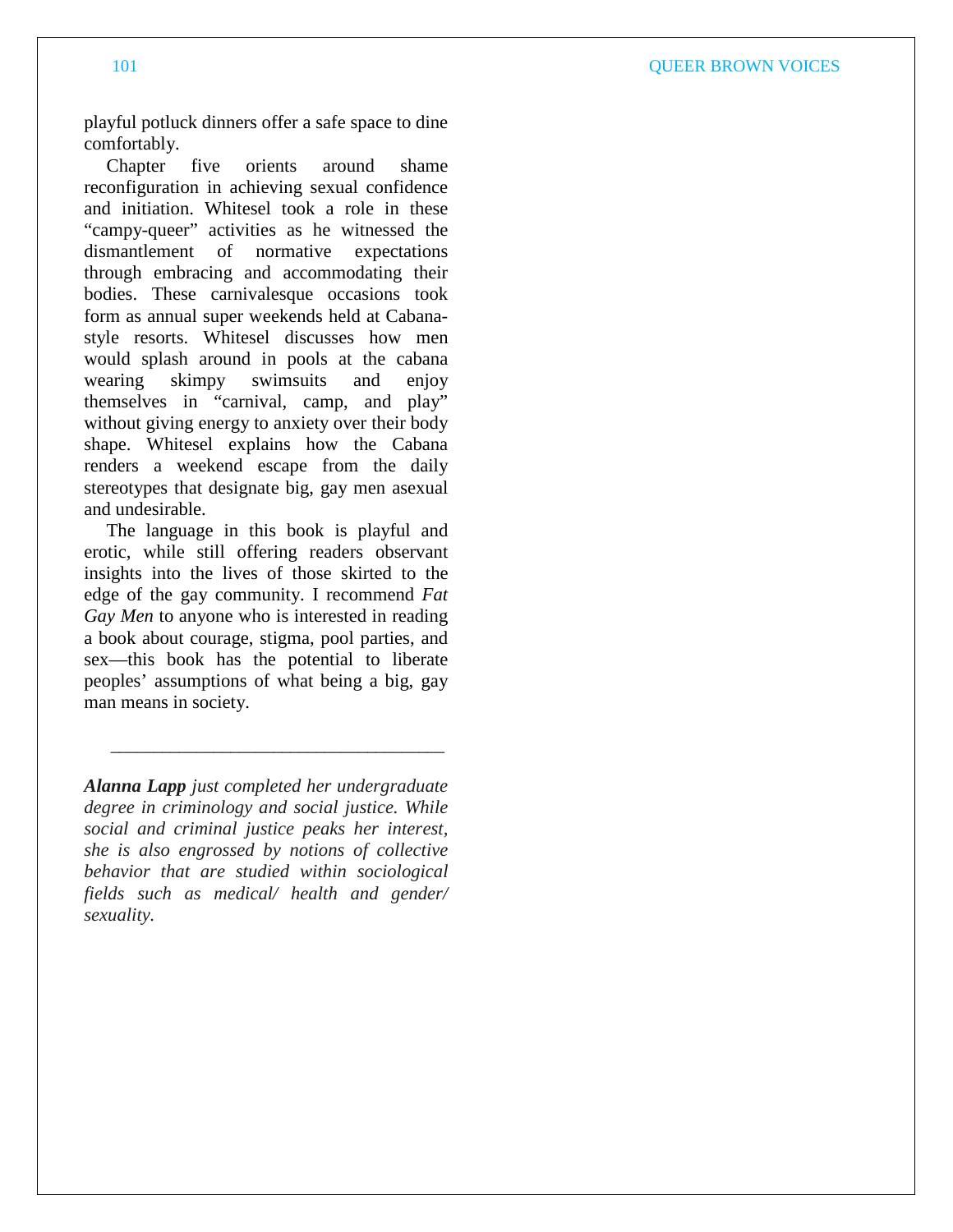playful potluck dinners offer a safe space to dine comfortably.

Chapter five orients around shame reconfiguration in achieving sexual confidence and initiation. Whitesel took a role in these “campy-queer” activities as he witnessed the dismantlement of normative expectations through embracing and accommodating their bodies. These carnivalesque occasions took form as annual super weekends held at Cabana-style resorts. Whitesel discusses how men would splash around in pools at the cabana wearing skimpy swimsuits and enjoy themselves in “carnival, camp, and play” without giving energy to anxiety over their body shape. Whitesel explains how the Cabana renders a weekend escape from the daily stereotypes that designate big, gay men asexual and undesirable.

The language in this book is playful and erotic, while still offering readers observant insights into the lives of those skirted to the edge of the gay community. I recommend *Fat Gay Men* to anyone who is interested in reading a book about courage, stigma, pool parties, and sex—this book has the potential to liberate peoples’ assumptions of what being a big, gay man means in society.

---

***Alanna Lapp** just completed her undergraduate degree in criminology and social justice. While social and criminal justice peaks her interest, she is also engrossed by notions of collective behavior that are studied within sociological fields such as medical/ health and gender/ sexuality.*